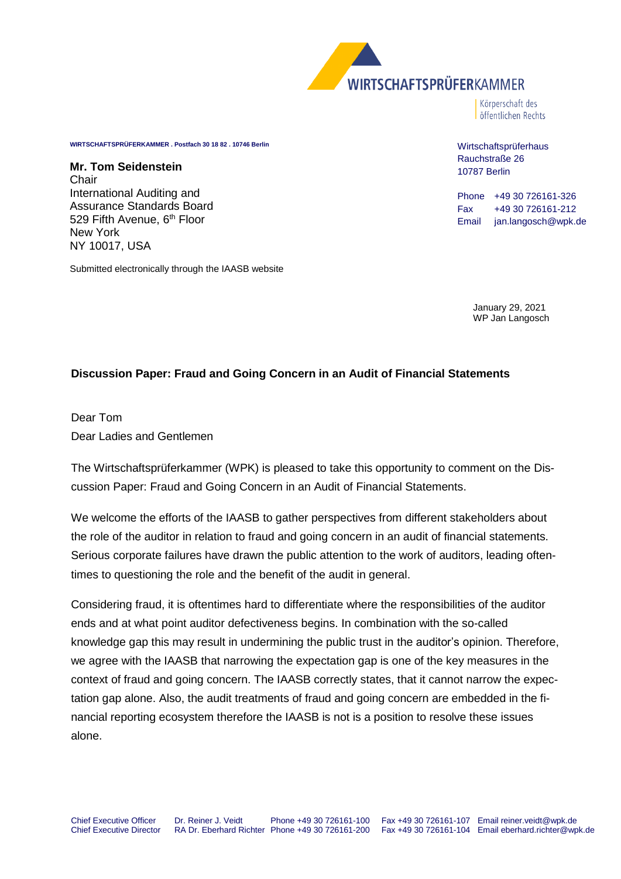WIRTSCHAFTSPRÜFERKAMMER

Körperschaft des öffentlichen Rechts

WIRTSCHAFTSPRÜFERKAMMER . Postfach 30 18 82 . 10746 Berlin

**Mr. Tom Seidenstein**
Chair
International Auditing and
Assurance Standards Board
529 Fifth Avenue, 6th Floor
New York
NY 10017, USA

Submitted electronically through the IAASB website

Wirtschaftsprüferhaus
Rauchstraße 26
10787 Berlin

Phone +49 30 726161-326
Fax +49 30 726161-212
Email jan.langosch@wpk.de

January 29, 2021
WP Jan Langosch

**Discussion Paper: Fraud and Going Concern in an Audit of Financial Statements**

Dear Tom
Dear Ladies and Gentlemen

The Wirtschaftsprüferkammer (WPK) is pleased to take this opportunity to comment on the Discussion Paper: Fraud and Going Concern in an Audit of Financial Statements.

We welcome the efforts of the IAASB to gather perspectives from different stakeholders about the role of the auditor in relation to fraud and going concern in an audit of financial statements. Serious corporate failures have drawn the public attention to the work of auditors, leading oftentimes to questioning the role and the benefit of the audit in general.

Considering fraud, it is oftentimes hard to differentiate where the responsibilities of the auditor ends and at what point auditor defectiveness begins. In combination with the so-called knowledge gap this may result in undermining the public trust in the auditor's opinion. Therefore, we agree with the IAASB that narrowing the expectation gap is one of the key measures in the context of fraud and going concern. The IAASB correctly states, that it cannot narrow the expectation gap alone. Also, the audit treatments of fraud and going concern are embedded in the financial reporting ecosystem therefore the IAASB is not is a position to resolve these issues alone.

Chief Executive Officer Dr. Reiner J. Veidt Phone +49 30 726161-100 Fax +49 30 726161-107 Email reiner.veidt@wpk.de
Chief Executive Director RA Dr. Eberhard Richter Phone +49 30 726161-200 Fax +49 30 726161-104 Email eberhard.richter@wpk.de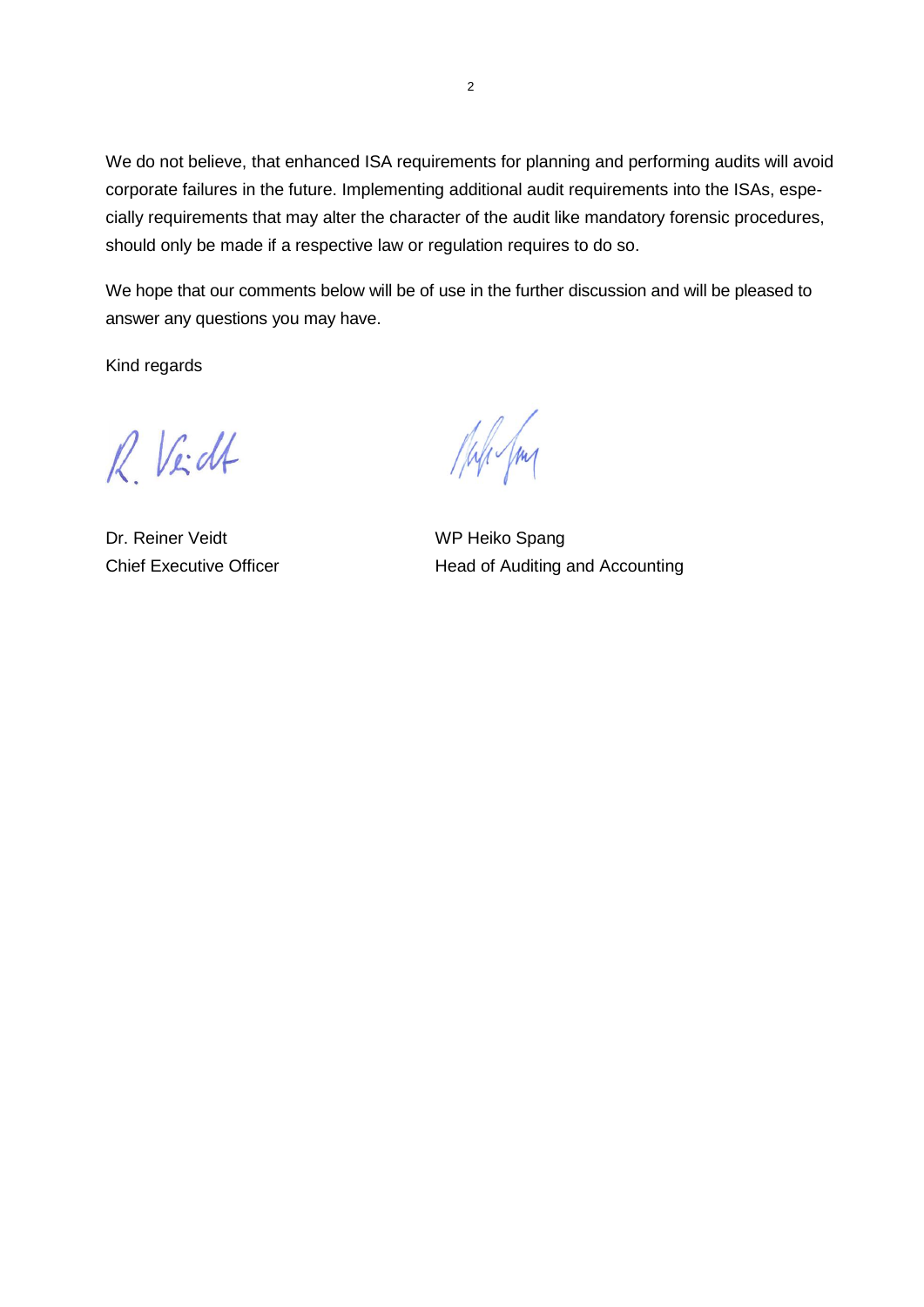We do not believe, that enhanced ISA requirements for planning and performing audits will avoid corporate failures in the future. Implementing additional audit requirements into the ISAs, especially requirements that may alter the character of the audit like mandatory forensic procedures, should only be made if a respective law or regulation requires to do so.

We hope that our comments below will be of use in the further discussion and will be pleased to answer any questions you may have.

Kind regards

| Dr. Reiner Veidt | WP Heiko Spang |
|---|---|
| Chief Executive Officer | Head of Auditing and Accounting |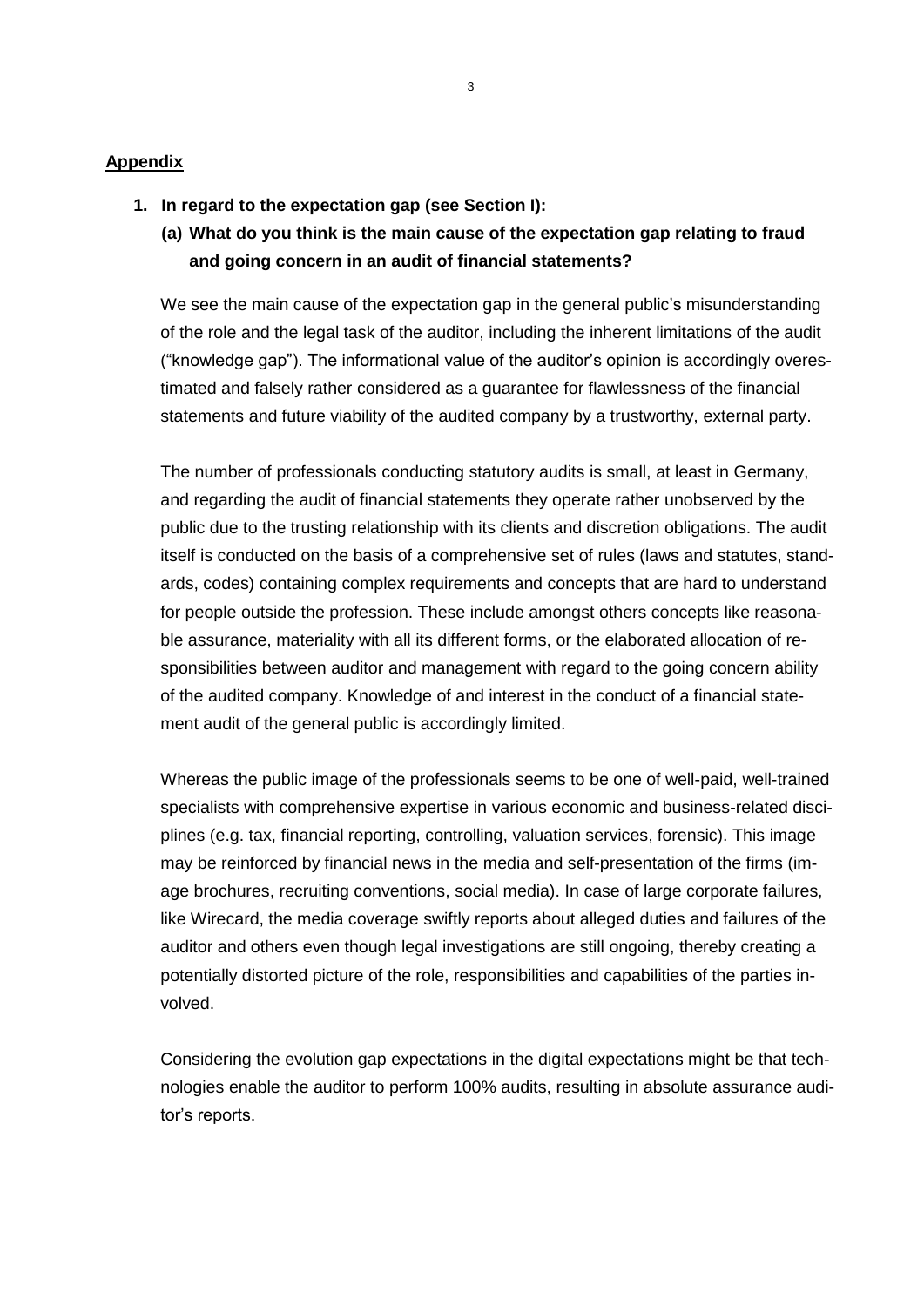## Appendix

1. **In regard to the expectation gap (see Section I):**

   **(a) What do you think is the main cause of the expectation gap relating to fraud and going concern in an audit of financial statements?**

We see the main cause of the expectation gap in the general public's misunderstanding of the role and the legal task of the auditor, including the inherent limitations of the audit ("knowledge gap"). The informational value of the auditor's opinion is accordingly overestimated and falsely rather considered as a guarantee for flawlessness of the financial statements and future viability of the audited company by a trustworthy, external party.

The number of professionals conducting statutory audits is small, at least in Germany, and regarding the audit of financial statements they operate rather unobserved by the public due to the trusting relationship with its clients and discretion obligations. The audit itself is conducted on the basis of a comprehensive set of rules (laws and statutes, standards, codes) containing complex requirements and concepts that are hard to understand for people outside the profession. These include amongst others concepts like reasonable assurance, materiality with all its different forms, or the elaborated allocation of responsibilities between auditor and management with regard to the going concern ability of the audited company. Knowledge of and interest in the conduct of a financial statement audit of the general public is accordingly limited.

Whereas the public image of the professionals seems to be one of well-paid, well-trained specialists with comprehensive expertise in various economic and business-related disciplines (e.g. tax, financial reporting, controlling, valuation services, forensic). This image may be reinforced by financial news in the media and self-presentation of the firms (image brochures, recruiting conventions, social media). In case of large corporate failures, like Wirecard, the media coverage swiftly reports about alleged duties and failures of the auditor and others even though legal investigations are still ongoing, thereby creating a potentially distorted picture of the role, responsibilities and capabilities of the parties involved.

Considering the evolution gap expectations in the digital expectations might be that technologies enable the auditor to perform 100% audits, resulting in absolute assurance auditor's reports.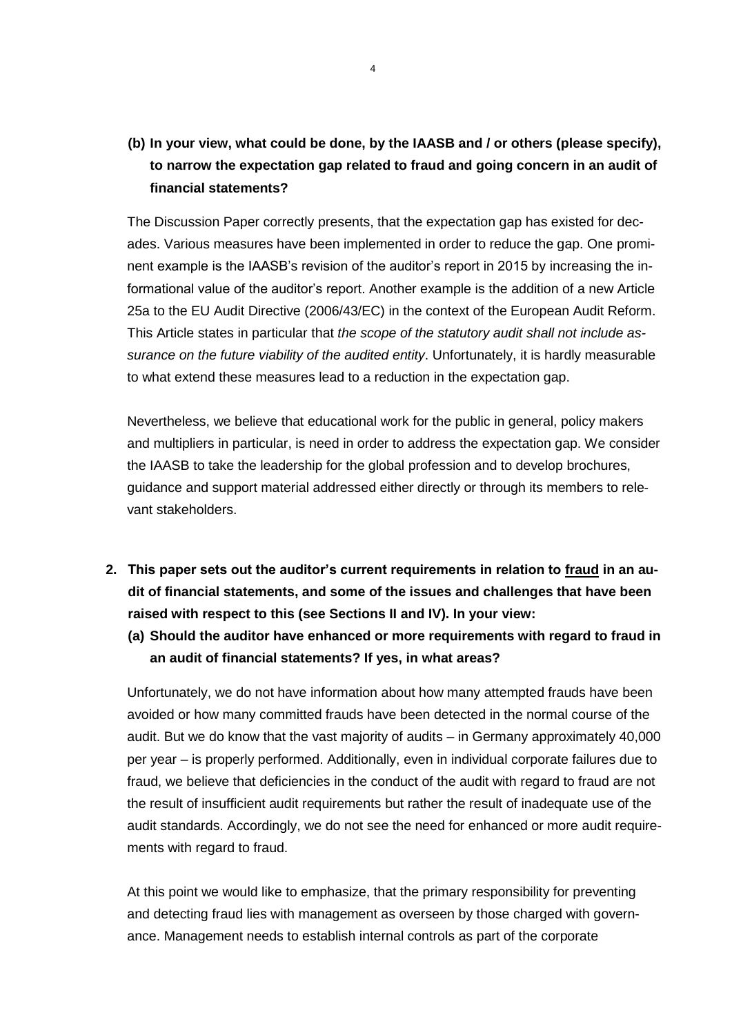**(b) In your view, what could be done, by the IAASB and / or others (please specify), to narrow the expectation gap related to fraud and going concern in an audit of financial statements?**

The Discussion Paper correctly presents, that the expectation gap has existed for decades. Various measures have been implemented in order to reduce the gap. One prominent example is the IAASB's revision of the auditor's report in 2015 by increasing the informational value of the auditor's report. Another example is the addition of a new Article 25a to the EU Audit Directive (2006/43/EC) in the context of the European Audit Reform. This Article states in particular that *the scope of the statutory audit shall not include assurance on the future viability of the audited entity*. Unfortunately, it is hardly measurable to what extend these measures lead to a reduction in the expectation gap.

Nevertheless, we believe that educational work for the public in general, policy makers and multipliers in particular, is need in order to address the expectation gap. We consider the IAASB to take the leadership for the global profession and to develop brochures, guidance and support material addressed either directly or through its members to relevant stakeholders.

**2. This paper sets out the auditor's current requirements in relation to <u>fraud</u> in an audit of financial statements, and some of the issues and challenges that have been raised with respect to this (see Sections II and IV). In your view:**

**(a) Should the auditor have enhanced or more requirements with regard to fraud in an audit of financial statements? If yes, in what areas?**

Unfortunately, we do not have information about how many attempted frauds have been avoided or how many committed frauds have been detected in the normal course of the audit. But we do know that the vast majority of audits – in Germany approximately 40,000 per year – is properly performed. Additionally, even in individual corporate failures due to fraud, we believe that deficiencies in the conduct of the audit with regard to fraud are not the result of insufficient audit requirements but rather the result of inadequate use of the audit standards. Accordingly, we do not see the need for enhanced or more audit requirements with regard to fraud.

At this point we would like to emphasize, that the primary responsibility for preventing and detecting fraud lies with management as overseen by those charged with governance. Management needs to establish internal controls as part of the corporate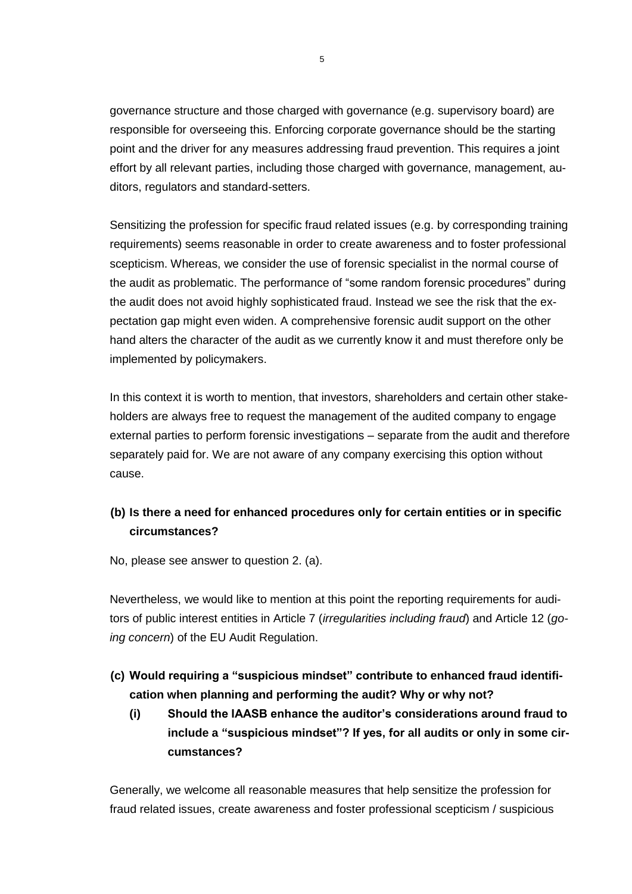governance structure and those charged with governance (e.g. supervisory board) are responsible for overseeing this. Enforcing corporate governance should be the starting point and the driver for any measures addressing fraud prevention. This requires a joint effort by all relevant parties, including those charged with governance, management, auditors, regulators and standard-setters.

Sensitizing the profession for specific fraud related issues (e.g. by corresponding training requirements) seems reasonable in order to create awareness and to foster professional scepticism. Whereas, we consider the use of forensic specialist in the normal course of the audit as problematic. The performance of "some random forensic procedures" during the audit does not avoid highly sophisticated fraud. Instead we see the risk that the expectation gap might even widen. A comprehensive forensic audit support on the other hand alters the character of the audit as we currently know it and must therefore only be implemented by policymakers.

In this context it is worth to mention, that investors, shareholders and certain other stakeholders are always free to request the management of the audited company to engage external parties to perform forensic investigations – separate from the audit and therefore separately paid for. We are not aware of any company exercising this option without cause.

**(b) Is there a need for enhanced procedures only for certain entities or in specific circumstances?**

No, please see answer to question 2. (a).

Nevertheless, we would like to mention at this point the reporting requirements for auditors of public interest entities in Article 7 (*irregularities including fraud*) and Article 12 (*going concern*) of the EU Audit Regulation.

**(c) Would requiring a "suspicious mindset" contribute to enhanced fraud identification when planning and performing the audit? Why or why not?**

**(i) Should the IAASB enhance the auditor's considerations around fraud to include a "suspicious mindset"? If yes, for all audits or only in some circumstances?**

Generally, we welcome all reasonable measures that help sensitize the profession for fraud related issues, create awareness and foster professional scepticism / suspicious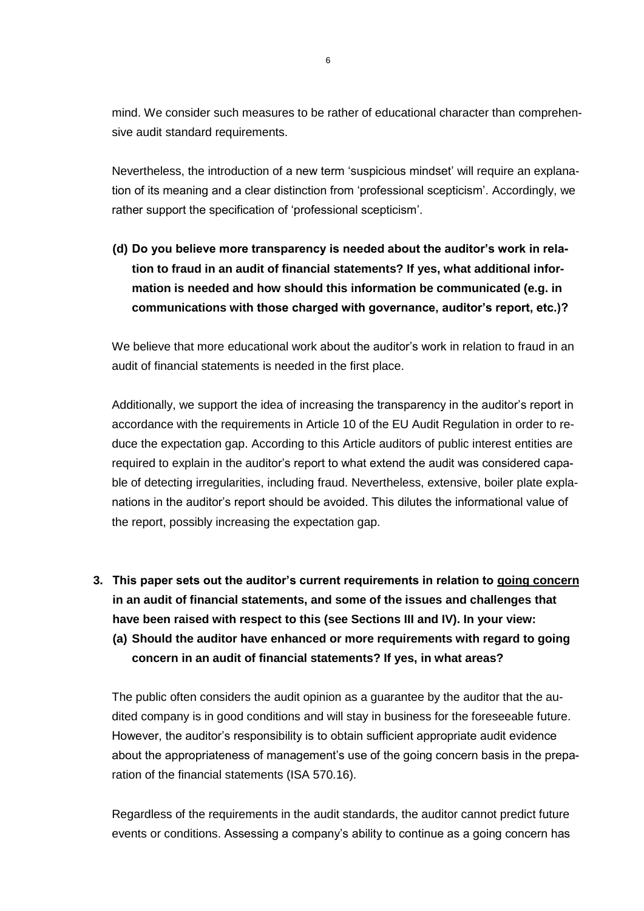mind. We consider such measures to be rather of educational character than comprehensive audit standard requirements.

Nevertheless, the introduction of a new term 'suspicious mindset' will require an explanation of its meaning and a clear distinction from 'professional scepticism'. Accordingly, we rather support the specification of 'professional scepticism'.

**(d) Do you believe more transparency is needed about the auditor's work in relation to fraud in an audit of financial statements? If yes, what additional information is needed and how should this information be communicated (e.g. in communications with those charged with governance, auditor's report, etc.)?**

We believe that more educational work about the auditor's work in relation to fraud in an audit of financial statements is needed in the first place.

Additionally, we support the idea of increasing the transparency in the auditor's report in accordance with the requirements in Article 10 of the EU Audit Regulation in order to reduce the expectation gap. According to this Article auditors of public interest entities are required to explain in the auditor's report to what extend the audit was considered capable of detecting irregularities, including fraud. Nevertheless, extensive, boiler plate explanations in the auditor's report should be avoided. This dilutes the informational value of the report, possibly increasing the expectation gap.

**3. This paper sets out the auditor's current requirements in relation to <u>going concern</u> in an audit of financial statements, and some of the issues and challenges that have been raised with respect to this (see Sections III and IV). In your view:**

**(a) Should the auditor have enhanced or more requirements with regard to going concern in an audit of financial statements? If yes, in what areas?**

The public often considers the audit opinion as a guarantee by the auditor that the audited company is in good conditions and will stay in business for the foreseeable future. However, the auditor's responsibility is to obtain sufficient appropriate audit evidence about the appropriateness of management's use of the going concern basis in the preparation of the financial statements (ISA 570.16).

Regardless of the requirements in the audit standards, the auditor cannot predict future events or conditions. Assessing a company's ability to continue as a going concern has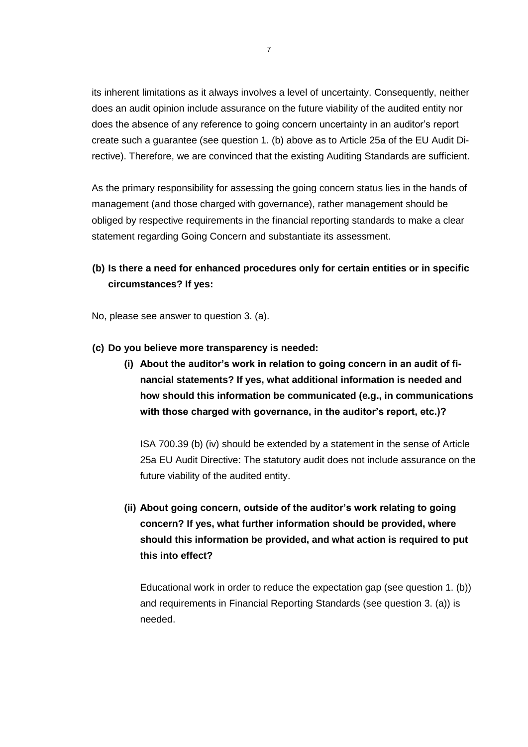its inherent limitations as it always involves a level of uncertainty. Consequently, neither does an audit opinion include assurance on the future viability of the audited entity nor does the absence of any reference to going concern uncertainty in an auditor's report create such a guarantee (see question 1. (b) above as to Article 25a of the EU Audit Directive). Therefore, we are convinced that the existing Auditing Standards are sufficient.

As the primary responsibility for assessing the going concern status lies in the hands of management (and those charged with governance), rather management should be obliged by respective requirements in the financial reporting standards to make a clear statement regarding Going Concern and substantiate its assessment.

**(b) Is there a need for enhanced procedures only for certain entities or in specific circumstances? If yes:**

No, please see answer to question 3. (a).

**(c) Do you believe more transparency is needed:**

**(i) About the auditor's work in relation to going concern in an audit of financial statements? If yes, what additional information is needed and how should this information be communicated (e.g., in communications with those charged with governance, in the auditor's report, etc.)?**

ISA 700.39 (b) (iv) should be extended by a statement in the sense of Article 25a EU Audit Directive: The statutory audit does not include assurance on the future viability of the audited entity.

**(ii) About going concern, outside of the auditor's work relating to going concern? If yes, what further information should be provided, where should this information be provided, and what action is required to put this into effect?**

Educational work in order to reduce the expectation gap (see question 1. (b)) and requirements in Financial Reporting Standards (see question 3. (a)) is needed.